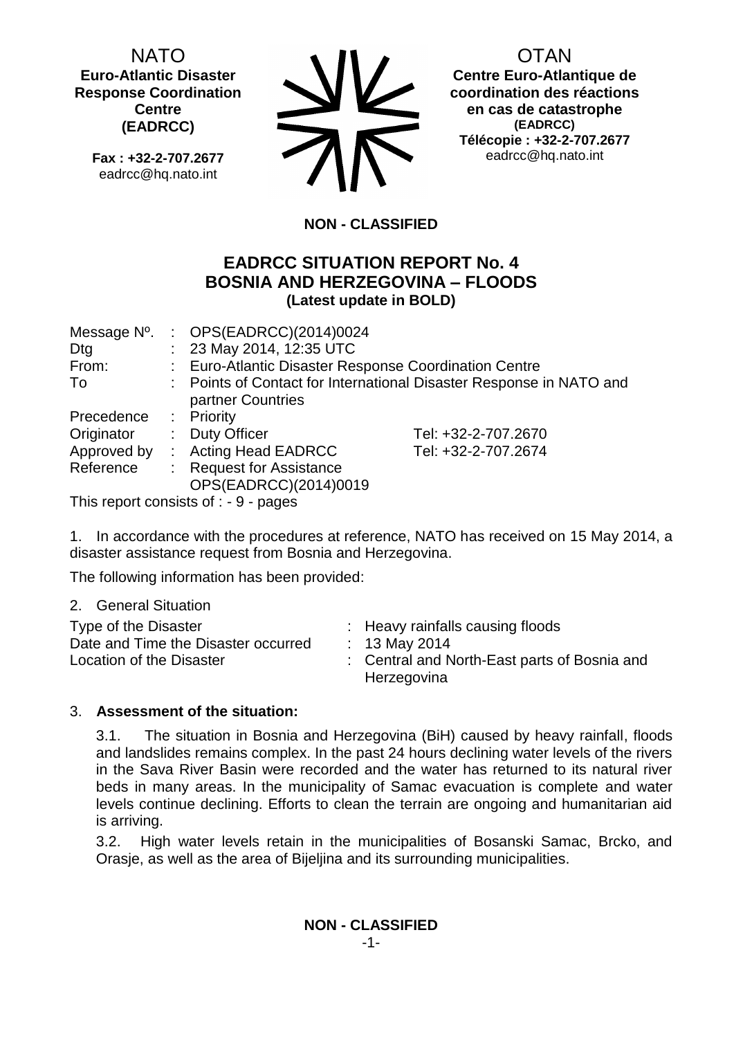NATO
**Euro-Atlantic Disaster Response Coordination Centre (EADRCC)**

**Fax : +32-2-707.2677**
eadrcc@hq.nato.int

OTAN
**Centre Euro-Atlantique de coordination des réactions en cas de catastrophe (EADRCC)**
**Télécopie : +32-2-707.2677**
eadrcc@hq.nato.int

**NON - CLASSIFIED**

# EADRCC SITUATION REPORT No. 4
# BOSNIA AND HERZEGOVINA – FLOODS
**(Latest update in BOLD)**

| | | | |
|---|---|---|---|
| Message Nº. | : | OPS(EADRCC)(2014)0024 | |
| Dtg | : | 23 May 2014, 12:35 UTC | |
| From: | : | Euro-Atlantic Disaster Response Coordination Centre | |
| To | : | Points of Contact for International Disaster Response in NATO and partner Countries | |
| Precedence | : | Priority | |
| Originator | : | Duty Officer | Tel: +32-2-707.2670 |
| Approved by | : | Acting Head EADRCC | Tel: +32-2-707.2674 |
| Reference | : | Request for Assistance OPS(EADRCC)(2014)0019 | |

This report consists of : - 9 - pages

1. In accordance with the procedures at reference, NATO has received on 15 May 2014, a disaster assistance request from Bosnia and Herzegovina.

The following information has been provided:

2. General Situation

| | | |
|---|---|---|
| Type of the Disaster | : | Heavy rainfalls causing floods |
| Date and Time the Disaster occurred | : | 13 May 2014 |
| Location of the Disaster | : | Central and North-East parts of Bosnia and Herzegovina |

3. **Assessment of the situation:**

3.1. The situation in Bosnia and Herzegovina (BiH) caused by heavy rainfall, floods and landslides remains complex. In the past 24 hours declining water levels of the rivers in the Sava River Basin were recorded and the water has returned to its natural river beds in many areas. In the municipality of Samac evacuation is complete and water levels continue declining. Efforts to clean the terrain are ongoing and humanitarian aid is arriving.

3.2. High water levels retain in the municipalities of Bosanski Samac, Brcko, and Orasje, as well as the area of Bijeljina and its surrounding municipalities.

**NON - CLASSIFIED**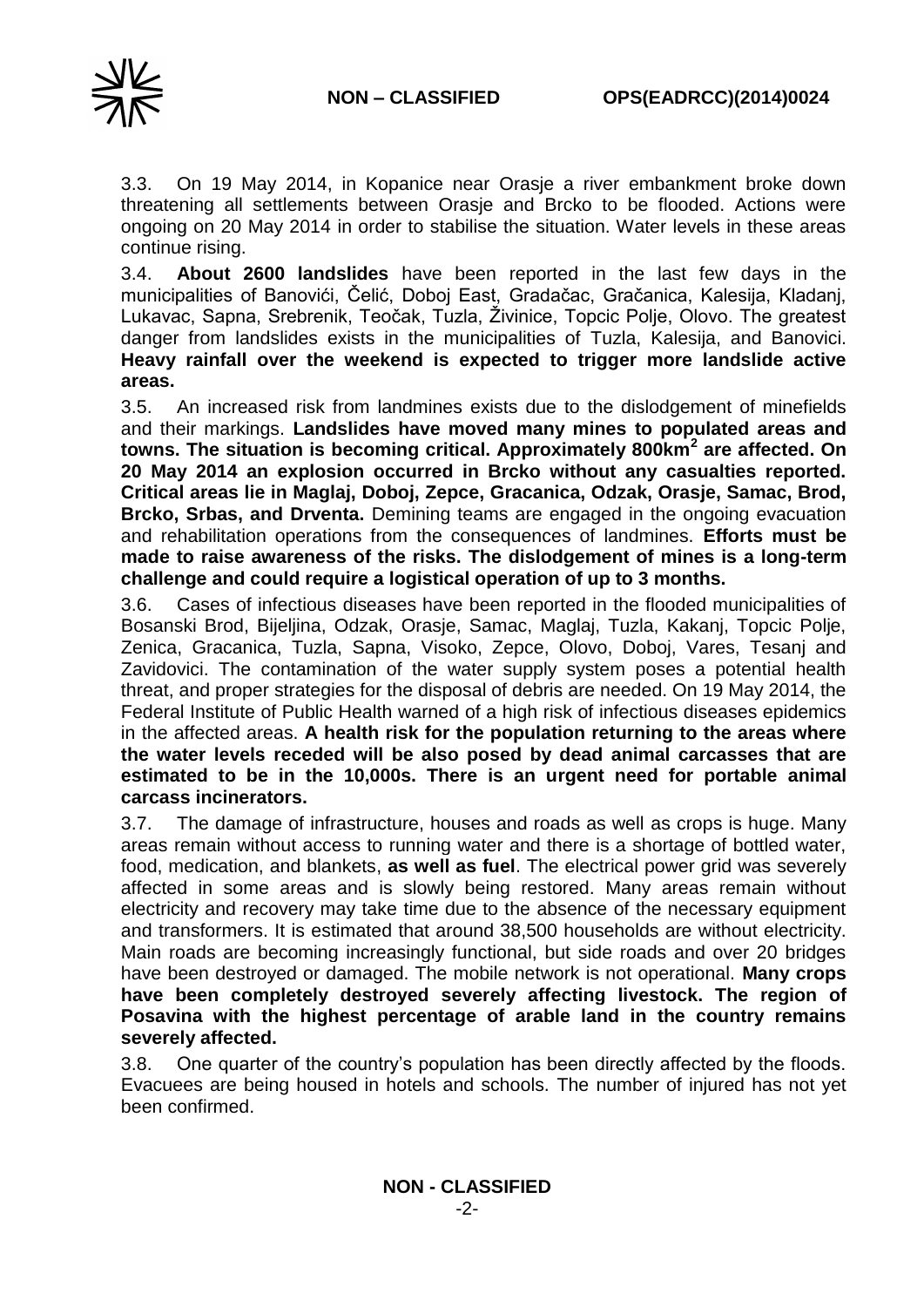3.3. On 19 May 2014, in Kopanice near Orasje a river embankment broke down threatening all settlements between Orasje and Brcko to be flooded. Actions were ongoing on 20 May 2014 in order to stabilise the situation. Water levels in these areas continue rising.

3.4. **About 2600 landslides** have been reported in the last few days in the municipalities of Banovići, Čelić, Doboj East, Gradačac, Gračanica, Kalesija, Kladanj, Lukavac, Sapna, Srebrenik, Teočak, Tuzla, Živinice, Topcic Polje, Olovo. The greatest danger from landslides exists in the municipalities of Tuzla, Kalesija, and Banovici. **Heavy rainfall over the weekend is expected to trigger more landslide active areas.**

3.5. An increased risk from landmines exists due to the dislodgement of minefields and their markings. **Landslides have moved many mines to populated areas and towns. The situation is becoming critical. Approximately 800km$^2$ are affected. On 20 May 2014 an explosion occurred in Brcko without any casualties reported. Critical areas lie in Maglaj, Doboj, Zepce, Gracanica, Odzak, Orasje, Samac, Brod, Brcko, Srbas, and Drventa.** Demining teams are engaged in the ongoing evacuation and rehabilitation operations from the consequences of landmines. **Efforts must be made to raise awareness of the risks. The dislodgement of mines is a long-term challenge and could require a logistical operation of up to 3 months.**

3.6. Cases of infectious diseases have been reported in the flooded municipalities of Bosanski Brod, Bijeljina, Odzak, Orasje, Samac, Maglaj, Tuzla, Kakanj, Topcic Polje, Zenica, Gracanica, Tuzla, Sapna, Visoko, Zepce, Olovo, Doboj, Vares, Tesanj and Zavidovici. The contamination of the water supply system poses a potential health threat, and proper strategies for the disposal of debris are needed. On 19 May 2014, the Federal Institute of Public Health warned of a high risk of infectious diseases epidemics in the affected areas. **A health risk for the population returning to the areas where the water levels receded will be also posed by dead animal carcasses that are estimated to be in the 10,000s. There is an urgent need for portable animal carcass incinerators.**

3.7. The damage of infrastructure, houses and roads as well as crops is huge. Many areas remain without access to running water and there is a shortage of bottled water, food, medication, and blankets, **as well as fuel**. The electrical power grid was severely affected in some areas and is slowly being restored. Many areas remain without electricity and recovery may take time due to the absence of the necessary equipment and transformers. It is estimated that around 38,500 households are without electricity. Main roads are becoming increasingly functional, but side roads and over 20 bridges have been destroyed or damaged. The mobile network is not operational. **Many crops have been completely destroyed severely affecting livestock. The region of Posavina with the highest percentage of arable land in the country remains severely affected.**

3.8. One quarter of the country's population has been directly affected by the floods. Evacuees are being housed in hotels and schools. The number of injured has not yet been confirmed.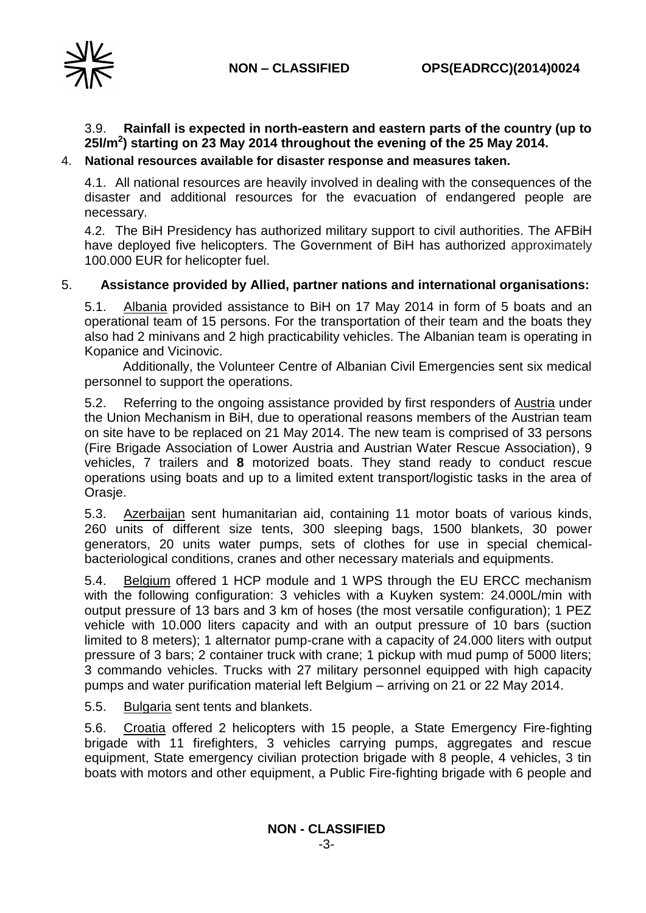3.9. **Rainfall is expected in north-eastern and eastern parts of the country (up to 25l/m$^2$) starting on 23 May 2014 throughout the evening of the 25 May 2014.**

4. **National resources available for disaster response and measures taken.**

4.1. All national resources are heavily involved in dealing with the consequences of the disaster and additional resources for the evacuation of endangered people are necessary.

4.2. The BiH Presidency has authorized military support to civil authorities. The AFBiH have deployed five helicopters. The Government of BiH has authorized approximately 100.000 EUR for helicopter fuel.

5. **Assistance provided by Allied, partner nations and international organisations:**

5.1. Albania provided assistance to BiH on 17 May 2014 in form of 5 boats and an operational team of 15 persons. For the transportation of their team and the boats they also had 2 minivans and 2 high practicability vehicles. The Albanian team is operating in Kopanice and Vicinovic.

Additionally, the Volunteer Centre of Albanian Civil Emergencies sent six medical personnel to support the operations.

5.2. Referring to the ongoing assistance provided by first responders of Austria under the Union Mechanism in BiH, due to operational reasons members of the Austrian team on site have to be replaced on 21 May 2014. The new team is comprised of 33 persons (Fire Brigade Association of Lower Austria and Austrian Water Rescue Association), 9 vehicles, 7 trailers and **8** motorized boats. They stand ready to conduct rescue operations using boats and up to a limited extent transport/logistic tasks in the area of Orasje.

5.3. Azerbaijan sent humanitarian aid, containing 11 motor boats of various kinds, 260 units of different size tents, 300 sleeping bags, 1500 blankets, 30 power generators, 20 units water pumps, sets of clothes for use in special chemical-bacteriological conditions, cranes and other necessary materials and equipments.

5.4. Belgium offered 1 HCP module and 1 WPS through the EU ERCC mechanism with the following configuration: 3 vehicles with a Kuyken system: 24.000L/min with output pressure of 13 bars and 3 km of hoses (the most versatile configuration); 1 PEZ vehicle with 10.000 liters capacity and with an output pressure of 10 bars (suction limited to 8 meters); 1 alternator pump-crane with a capacity of 24.000 liters with output pressure of 3 bars; 2 container truck with crane; 1 pickup with mud pump of 5000 liters; 3 commando vehicles. Trucks with 27 military personnel equipped with high capacity pumps and water purification material left Belgium – arriving on 21 or 22 May 2014.

5.5. Bulgaria sent tents and blankets.

5.6. Croatia offered 2 helicopters with 15 people, a State Emergency Fire-fighting brigade with 11 firefighters, 3 vehicles carrying pumps, aggregates and rescue equipment, State emergency civilian protection brigade with 8 people, 4 vehicles, 3 tin boats with motors and other equipment, a Public Fire-fighting brigade with 6 people and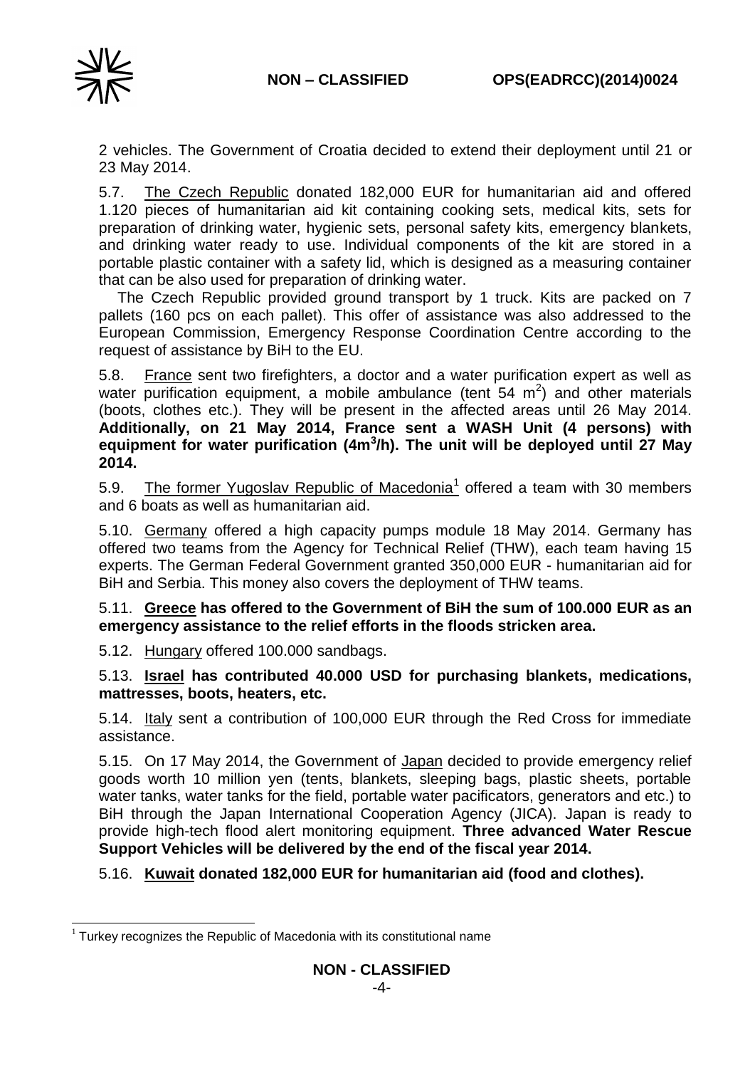2 vehicles. The Government of Croatia decided to extend their deployment until 21 or 23 May 2014.

5.7. The Czech Republic donated 182,000 EUR for humanitarian aid and offered 1.120 pieces of humanitarian aid kit containing cooking sets, medical kits, sets for preparation of drinking water, hygienic sets, personal safety kits, emergency blankets, and drinking water ready to use. Individual components of the kit are stored in a portable plastic container with a safety lid, which is designed as a measuring container that can be also used for preparation of drinking water.

The Czech Republic provided ground transport by 1 truck. Kits are packed on 7 pallets (160 pcs on each pallet). This offer of assistance was also addressed to the European Commission, Emergency Response Coordination Centre according to the request of assistance by BiH to the EU.

5.8. France sent two firefighters, a doctor and a water purification expert as well as water purification equipment, a mobile ambulance (tent 54 $m^2$) and other materials (boots, clothes etc.). They will be present in the affected areas until 26 May 2014. **Additionally, on 21 May 2014, France sent a WASH Unit (4 persons) with equipment for water purification (4$m^3$/h). The unit will be deployed until 27 May 2014.**

5.9. The former Yugoslav Republic of Macedonia[1] offered a team with 30 members and 6 boats as well as humanitarian aid.

5.10. Germany offered a high capacity pumps module 18 May 2014. Germany has offered two teams from the Agency for Technical Relief (THW), each team having 15 experts. The German Federal Government granted 350,000 EUR - humanitarian aid for BiH and Serbia. This money also covers the deployment of THW teams.

5.11. **Greece has offered to the Government of BiH the sum of 100.000 EUR as an emergency assistance to the relief efforts in the floods stricken area.**

5.12. Hungary offered 100.000 sandbags.

5.13. **Israel has contributed 40.000 USD for purchasing blankets, medications, mattresses, boots, heaters, etc.**

5.14. Italy sent a contribution of 100,000 EUR through the Red Cross for immediate assistance.

5.15. On 17 May 2014, the Government of Japan decided to provide emergency relief goods worth 10 million yen (tents, blankets, sleeping bags, plastic sheets, portable water tanks, water tanks for the field, portable water pacificators, generators and etc.) to BiH through the Japan International Cooperation Agency (JICA). Japan is ready to provide high-tech flood alert monitoring equipment. **Three advanced Water Rescue Support Vehicles will be delivered by the end of the fiscal year 2014.**

5.16. **Kuwait donated 182,000 EUR for humanitarian aid (food and clothes).**

[1] Turkey recognizes the Republic of Macedonia with its constitutional name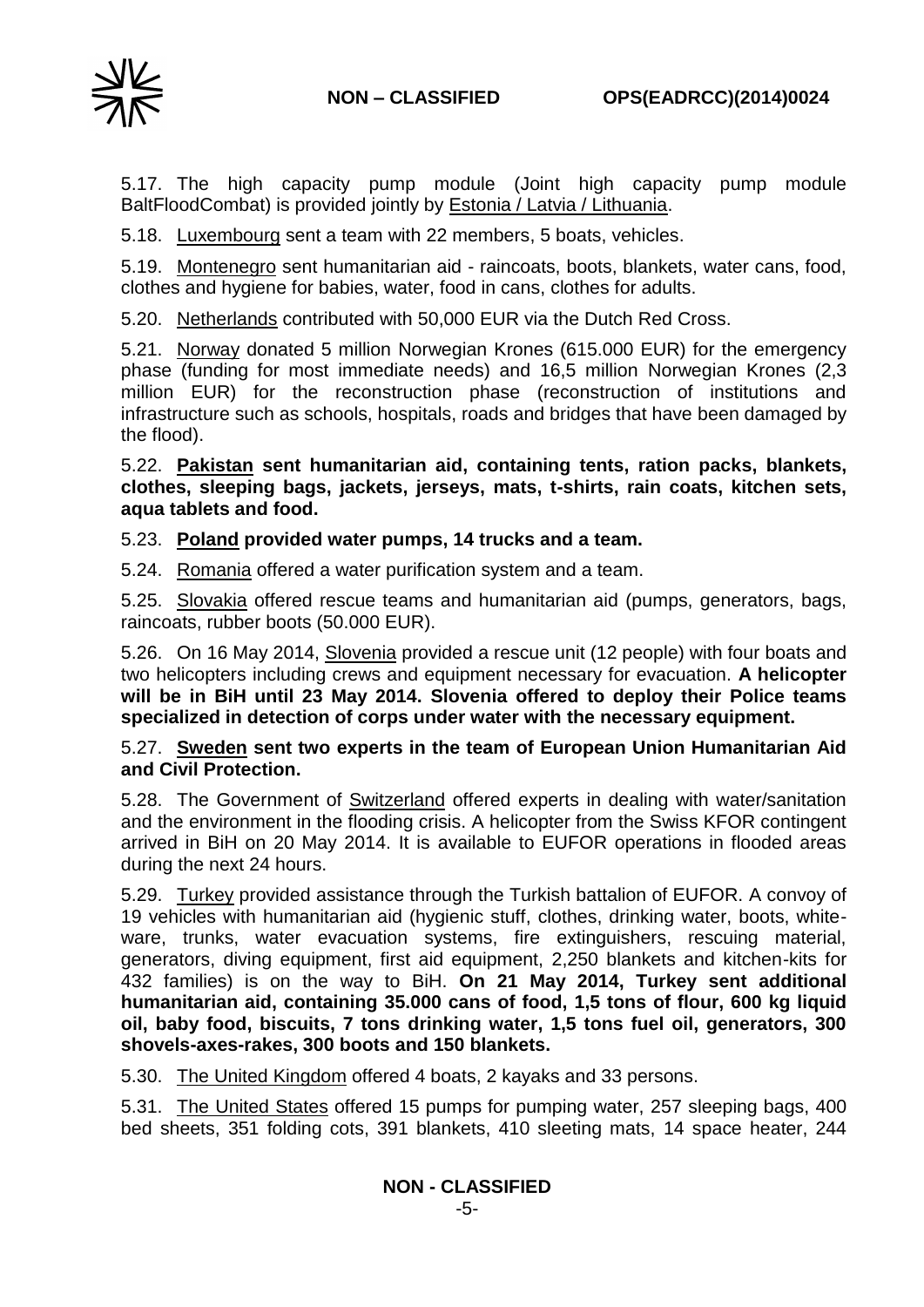5.17. The high capacity pump module (Joint high capacity pump module BaltFloodCombat) is provided jointly by Estonia / Latvia / Lithuania.

5.18. Luxembourg sent a team with 22 members, 5 boats, vehicles.

5.19. Montenegro sent humanitarian aid - raincoats, boots, blankets, water cans, food, clothes and hygiene for babies, water, food in cans, clothes for adults.

5.20. Netherlands contributed with 50,000 EUR via the Dutch Red Cross.

5.21. Norway donated 5 million Norwegian Krones (615.000 EUR) for the emergency phase (funding for most immediate needs) and 16,5 million Norwegian Krones (2,3 million EUR) for the reconstruction phase (reconstruction of institutions and infrastructure such as schools, hospitals, roads and bridges that have been damaged by the flood).

5.22. **Pakistan sent humanitarian aid, containing tents, ration packs, blankets, clothes, sleeping bags, jackets, jerseys, mats, t-shirts, rain coats, kitchen sets, aqua tablets and food.**

5.23. **Poland provided water pumps, 14 trucks and a team.**

5.24. Romania offered a water purification system and a team.

5.25. Slovakia offered rescue teams and humanitarian aid (pumps, generators, bags, raincoats, rubber boots (50.000 EUR).

5.26. On 16 May 2014, Slovenia provided a rescue unit (12 people) with four boats and two helicopters including crews and equipment necessary for evacuation. **A helicopter will be in BiH until 23 May 2014. Slovenia offered to deploy their Police teams specialized in detection of corps under water with the necessary equipment.**

5.27. **Sweden sent two experts in the team of European Union Humanitarian Aid and Civil Protection.**

5.28. The Government of Switzerland offered experts in dealing with water/sanitation and the environment in the flooding crisis. A helicopter from the Swiss KFOR contingent arrived in BiH on 20 May 2014. It is available to EUFOR operations in flooded areas during the next 24 hours.

5.29. Turkey provided assistance through the Turkish battalion of EUFOR. A convoy of 19 vehicles with humanitarian aid (hygienic stuff, clothes, drinking water, boots, white-ware, trunks, water evacuation systems, fire extinguishers, rescuing material, generators, diving equipment, first aid equipment, 2,250 blankets and kitchen-kits for 432 families) is on the way to BiH. **On 21 May 2014, Turkey sent additional humanitarian aid, containing 35.000 cans of food, 1,5 tons of flour, 600 kg liquid oil, baby food, biscuits, 7 tons drinking water, 1,5 tons fuel oil, generators, 300 shovels-axes-rakes, 300 boots and 150 blankets.**

5.30. The United Kingdom offered 4 boats, 2 kayaks and 33 persons.

5.31. The United States offered 15 pumps for pumping water, 257 sleeping bags, 400 bed sheets, 351 folding cots, 391 blankets, 410 sleeting mats, 14 space heater, 244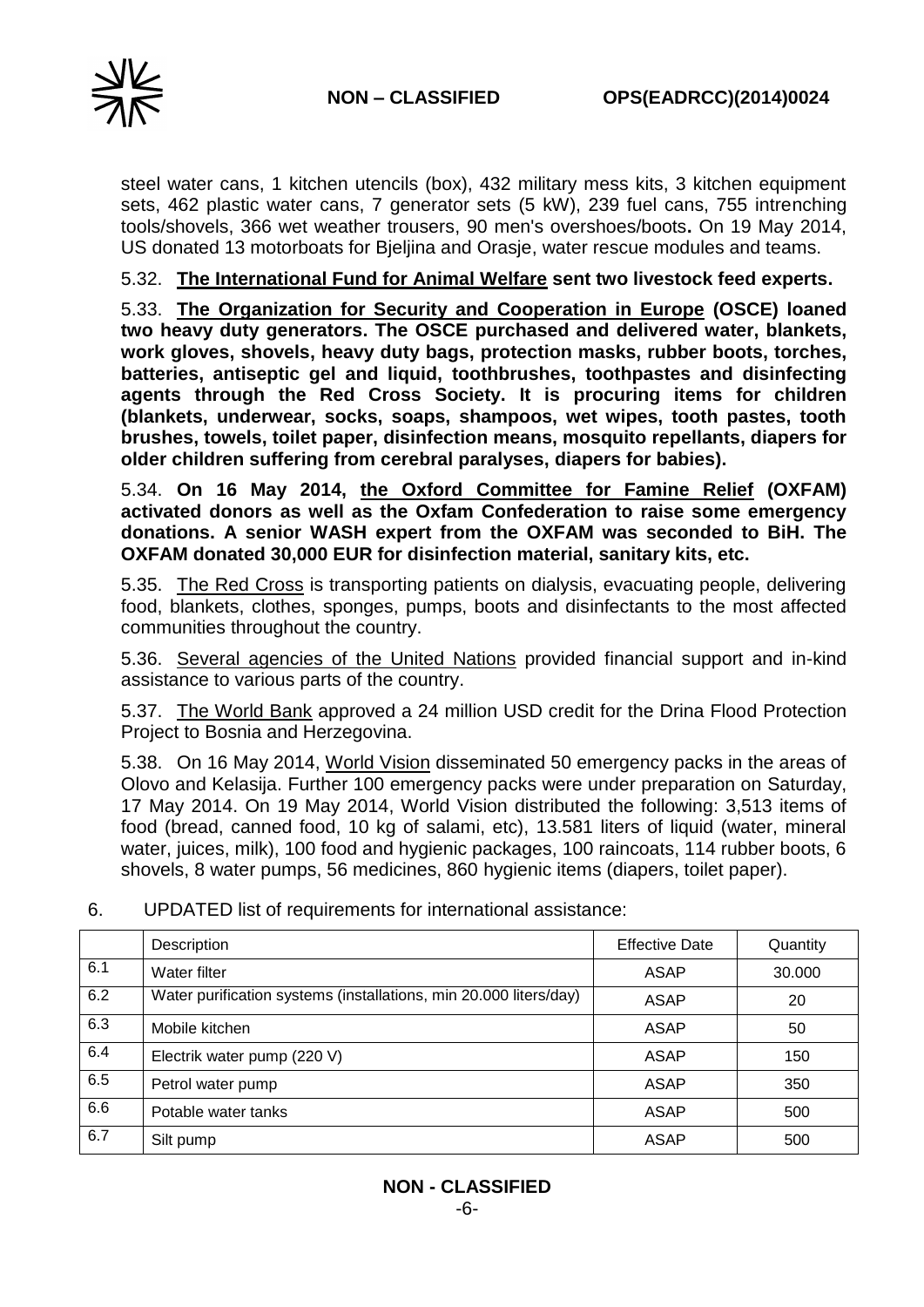steel water cans, 1 kitchen utencils (box), 432 military mess kits, 3 kitchen equipment sets, 462 plastic water cans, 7 generator sets (5 kW), 239 fuel cans, 755 intrenching tools/shovels, 366 wet weather trousers, 90 men's overshoes/boots**.** On 19 May 2014, US donated 13 motorboats for Bjeljina and Orasje, water rescue modules and teams.

5.32. **The International Fund for Animal Welfare sent two livestock feed experts.**

5.33. **The Organization for Security and Cooperation in Europe (OSCE) loaned two heavy duty generators. The OSCE purchased and delivered water, blankets, work gloves, shovels, heavy duty bags, protection masks, rubber boots, torches, batteries, antiseptic gel and liquid, toothbrushes, toothpastes and disinfecting agents through the Red Cross Society. It is procuring items for children (blankets, underwear, socks, soaps, shampoos, wet wipes, tooth pastes, tooth brushes, towels, toilet paper, disinfection means, mosquito repellants, diapers for older children suffering from cerebral paralyses, diapers for babies).**

5.34. **On 16 May 2014, the Oxford Committee for Famine Relief (OXFAM) activated donors as well as the Oxfam Confederation to raise some emergency donations. A senior WASH expert from the OXFAM was seconded to BiH. The OXFAM donated 30,000 EUR for disinfection material, sanitary kits, etc.**

5.35. The Red Cross is transporting patients on dialysis, evacuating people, delivering food, blankets, clothes, sponges, pumps, boots and disinfectants to the most affected communities throughout the country.

5.36. Several agencies of the United Nations provided financial support and in-kind assistance to various parts of the country.

5.37. The World Bank approved a 24 million USD credit for the Drina Flood Protection Project to Bosnia and Herzegovina.

5.38. On 16 May 2014, World Vision disseminated 50 emergency packs in the areas of Olovo and Kelasija. Further 100 emergency packs were under preparation on Saturday, 17 May 2014. On 19 May 2014, World Vision distributed the following: 3,513 items of food (bread, canned food, 10 kg of salami, etc), 13.581 liters of liquid (water, mineral water, juices, milk), 100 food and hygienic packages, 100 raincoats, 114 rubber boots, 6 shovels, 8 water pumps, 56 medicines, 860 hygienic items (diapers, toilet paper).

6. UPDATED list of requirements for international assistance:

| | Description | Effective Date | Quantity |
|---|---|---|---|
| 6.1 | Water filter | ASAP | 30.000 |
| 6.2 | Water purification systems (installations, min 20.000 liters/day) | ASAP | 20 |
| 6.3 | Mobile kitchen | ASAP | 50 |
| 6.4 | Electrik water pump (220 V) | ASAP | 150 |
| 6.5 | Petrol water pump | ASAP | 350 |
| 6.6 | Potable water tanks | ASAP | 500 |
| 6.7 | Silt pump | ASAP | 500 |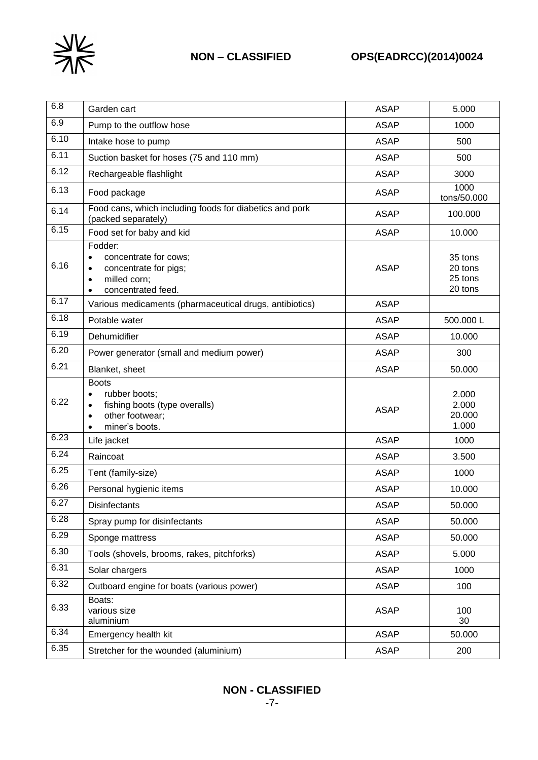| 6.8 | Garden cart | ASAP | 5.000 |
|---|---|---|---|
| 6.9 | Pump to the outflow hose | ASAP | 1000 |
| 6.10 | Intake hose to pump | ASAP | 500 |
| 6.11 | Suction basket for hoses (75 and 110 mm) | ASAP | 500 |
| 6.12 | Rechargeable flashlight | ASAP | 3000 |
| 6.13 | Food package | ASAP | 1000 tons/50.000 |
| 6.14 | Food cans, which including foods for diabetics and pork (packed separately) | ASAP | 100.000 |
| 6.15 | Food set for baby and kid | ASAP | 10.000 |
| 6.16 | Fodder:<br>• concentrate for cows;<br>• concentrate for pigs;<br>• milled corn;<br>• concentrated feed. | ASAP | 35 tons<br>20 tons<br>25 tons<br>20 tons |
| 6.17 | Various medicaments (pharmaceutical drugs, antibiotics) | ASAP | |
| 6.18 | Potable water | ASAP | 500.000 L |
| 6.19 | Dehumidifier | ASAP | 10.000 |
| 6.20 | Power generator (small and medium power) | ASAP | 300 |
| 6.21 | Blanket, sheet | ASAP | 50.000 |
| 6.22 | Boots<br>• rubber boots;<br>• fishing boots (type overalls)<br>• other footwear;<br>• miner's boots. | ASAP | 2.000<br>2.000<br>20.000<br>1.000 |
| 6.23 | Life jacket | ASAP | 1000 |
| 6.24 | Raincoat | ASAP | 3.500 |
| 6.25 | Tent (family-size) | ASAP | 1000 |
| 6.26 | Personal hygienic items | ASAP | 10.000 |
| 6.27 | Disinfectants | ASAP | 50.000 |
| 6.28 | Spray pump for disinfectants | ASAP | 50.000 |
| 6.29 | Sponge mattress | ASAP | 50.000 |
| 6.30 | Tools (shovels, brooms, rakes, pitchforks) | ASAP | 5.000 |
| 6.31 | Solar chargers | ASAP | 1000 |
| 6.32 | Outboard engine for boats (various power) | ASAP | 100 |
| 6.33 | Boats:<br>various size<br>aluminium | ASAP | 100<br>30 |
| 6.34 | Emergency health kit | ASAP | 50.000 |
| 6.35 | Stretcher for the wounded (aluminium) | ASAP | 200 |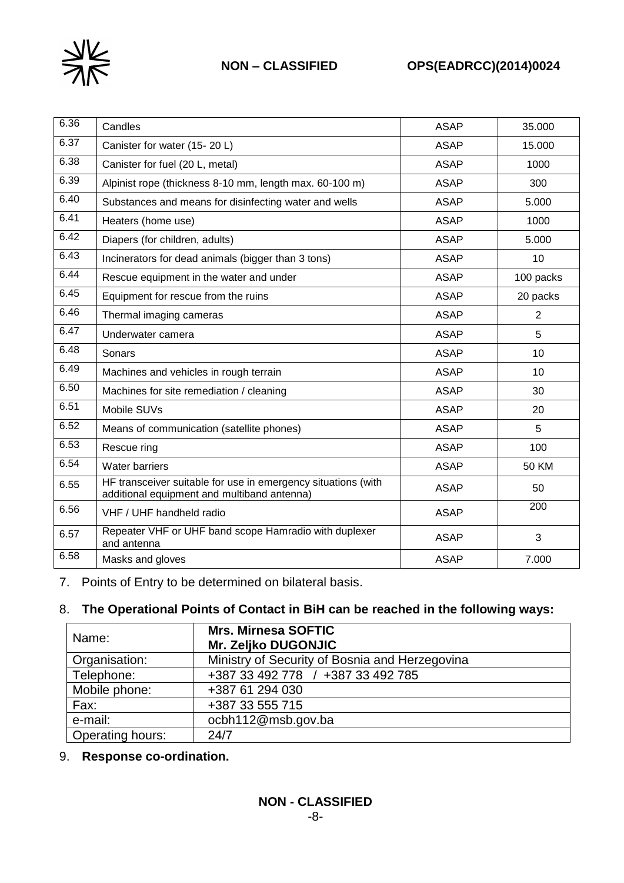| 6.36 | Candles | ASAP | 35.000 |
|---|---|---|---|
| 6.37 | Canister for water (15- 20 L) | ASAP | 15.000 |
| 6.38 | Canister for fuel (20 L, metal) | ASAP | 1000 |
| 6.39 | Alpinist rope (thickness 8-10 mm, length max. 60-100 m) | ASAP | 300 |
| 6.40 | Substances and means for disinfecting water and wells | ASAP | 5.000 |
| 6.41 | Heaters (home use) | ASAP | 1000 |
| 6.42 | Diapers (for children, adults) | ASAP | 5.000 |
| 6.43 | Incinerators for dead animals (bigger than 3 tons) | ASAP | 10 |
| 6.44 | Rescue equipment in the water and under | ASAP | 100 packs |
| 6.45 | Equipment for rescue from the ruins | ASAP | 20 packs |
| 6.46 | Thermal imaging cameras | ASAP | 2 |
| 6.47 | Underwater camera | ASAP | 5 |
| 6.48 | Sonars | ASAP | 10 |
| 6.49 | Machines and vehicles in rough terrain | ASAP | 10 |
| 6.50 | Machines for site remediation / cleaning | ASAP | 30 |
| 6.51 | Mobile SUVs | ASAP | 20 |
| 6.52 | Means of communication (satellite phones) | ASAP | 5 |
| 6.53 | Rescue ring | ASAP | 100 |
| 6.54 | Water barriers | ASAP | 50 KM |
| 6.55 | HF transceiver suitable for use in emergency situations (with additional equipment and multiband antenna) | ASAP | 50 |
| 6.56 | VHF / UHF handheld radio | ASAP | 200 |
| 6.57 | Repeater VHF or UHF band scope Hamradio with duplexer and antenna | ASAP | 3 |
| 6.58 | Masks and gloves | ASAP | 7.000 |

7. Points of Entry to be determined on bilateral basis.

8. **The Operational Points of Contact in BiH can be reached in the following ways:**

| Name: | **Mrs. Mirnesa SOFTIC**<br>**Mr. Zeljko DUGONJIC** |
|---|---|
| Organisation: | Ministry of Security of Bosnia and Herzegovina |
| Telephone: | +387 33 492 778 / +387 33 492 785 |
| Mobile phone: | +387 61 294 030 |
| Fax: | +387 33 555 715 |
| e-mail: | ocbh112@msb.gov.ba |
| Operating hours: | 24/7 |

9. **Response co-ordination.**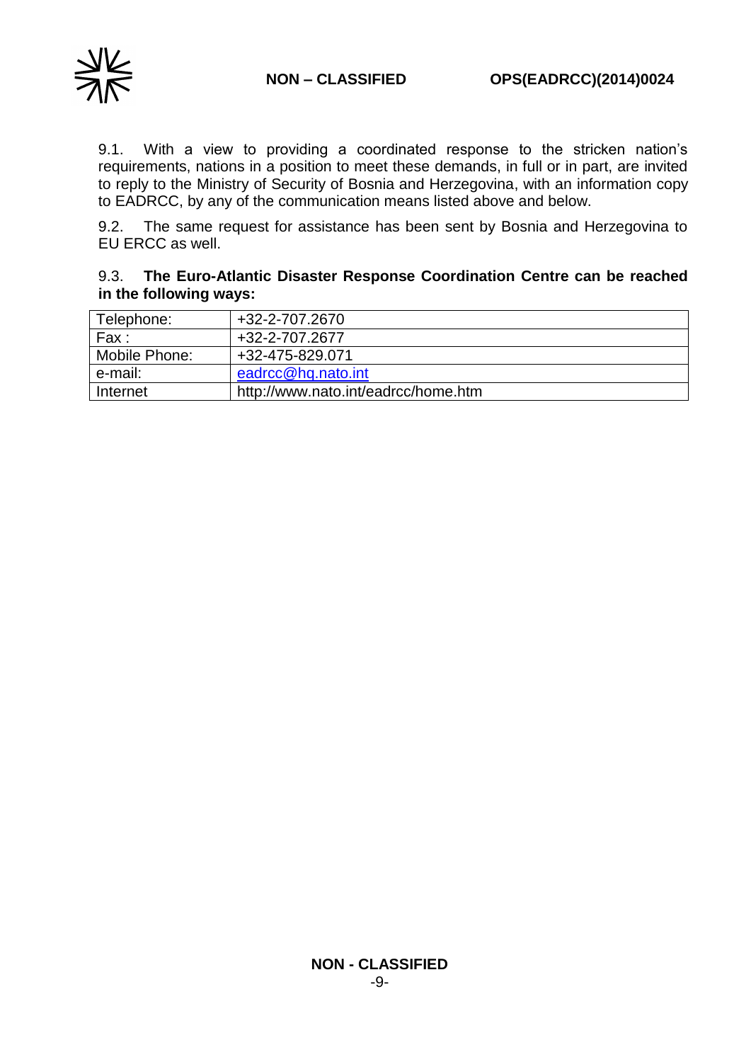9.1. With a view to providing a coordinated response to the stricken nation's requirements, nations in a position to meet these demands, in full or in part, are invited to reply to the Ministry of Security of Bosnia and Herzegovina, with an information copy to EADRCC, by any of the communication means listed above and below.

9.2. The same request for assistance has been sent by Bosnia and Herzegovina to EU ERCC as well.

9.3. **The Euro-Atlantic Disaster Response Coordination Centre can be reached in the following ways:**

| | |
|---|---|
| Telephone: | +32-2-707.2670 |
| Fax : | +32-2-707.2677 |
| Mobile Phone: | +32-475-829.071 |
| e-mail: | eadrcc@hq.nato.int |
| Internet | http://www.nato.int/eadrcc/home.htm |